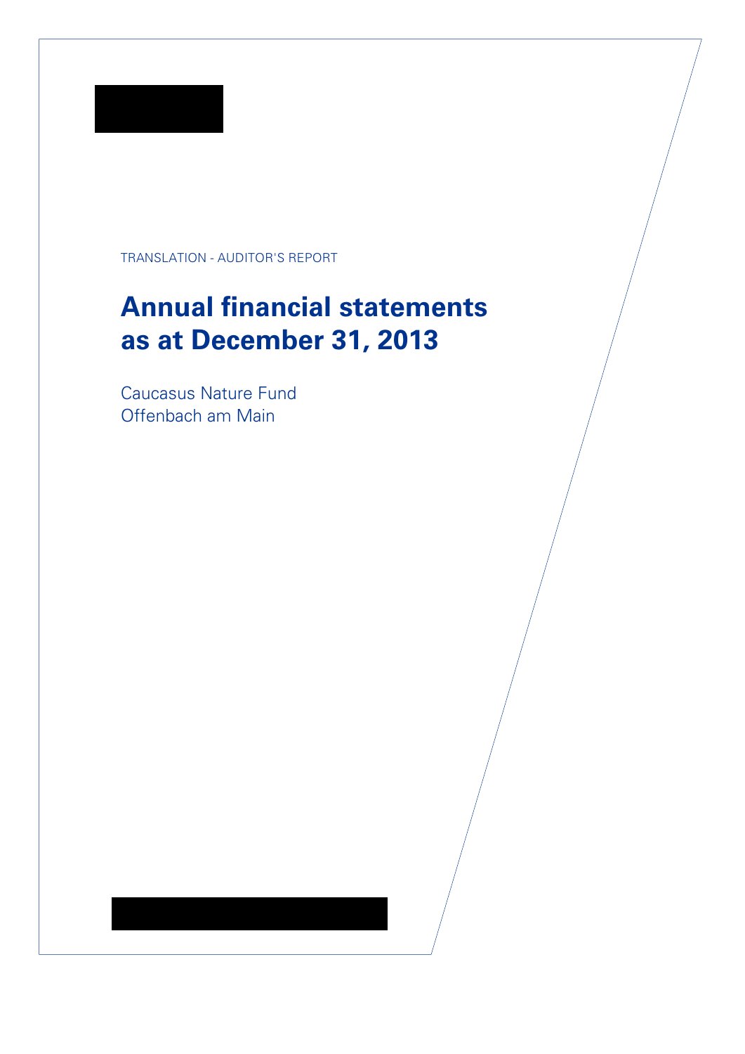TRANSLATION - AUDITOR'S REPORT

# Annual financial statements as at December 31, 2013

Caucasus Nature Fund
Offenbach am Main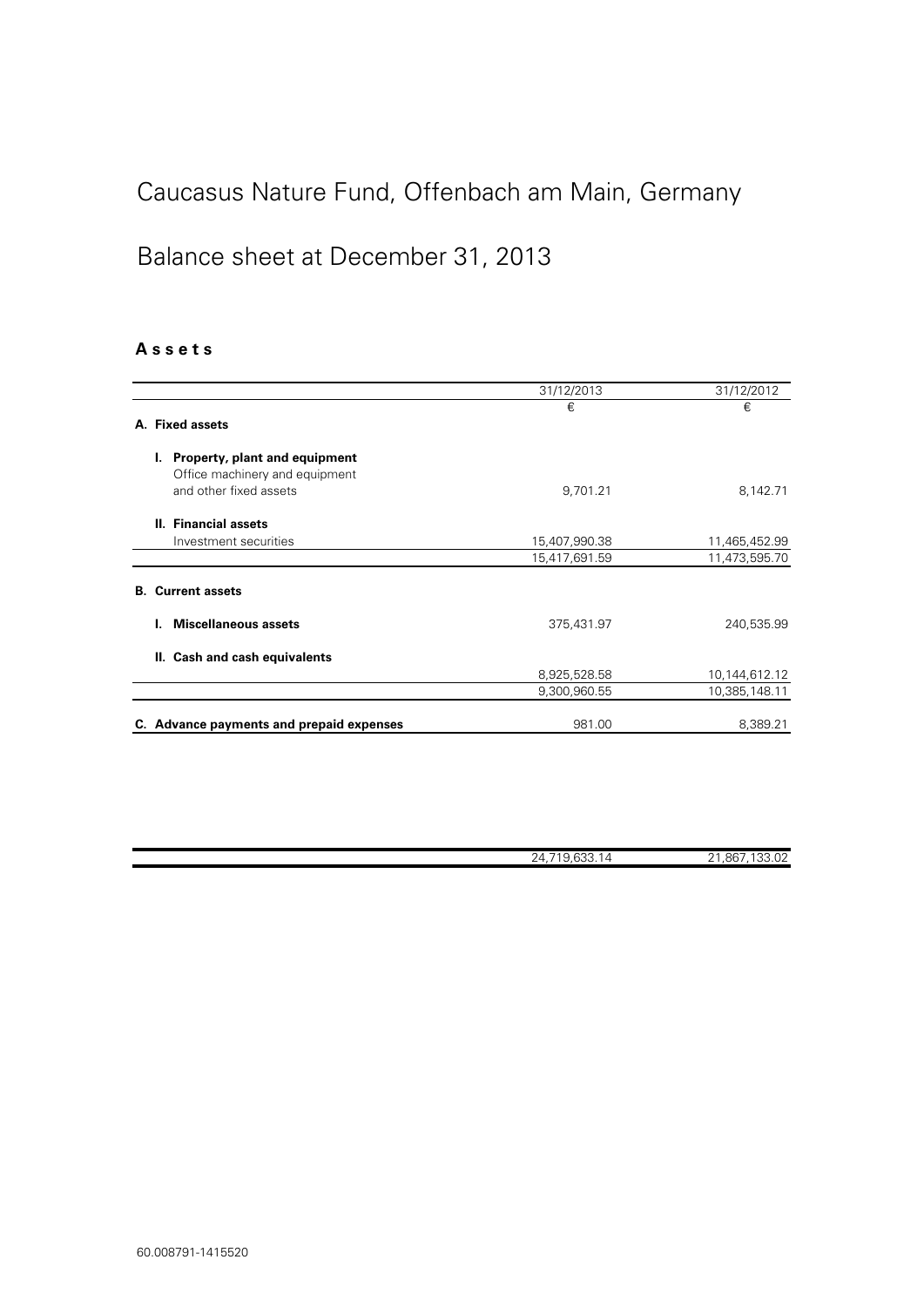# Caucasus Nature Fund, Offenbach am Main, Germany

## Balance sheet at December 31, 2013

### Assets

| | 31/12/2013 | 31/12/2012 |
|---|---|---|
| | € | € |
| **A. Fixed assets** | | |
| **I. Property, plant and equipment** | | |
| Office machinery and equipment and other fixed assets | 9,701.21 | 8,142.71 |
| **II. Financial assets** | | |
| Investment securities | 15,407,990.38 | 11,465,452.99 |
| | 15,417,691.59 | 11,473,595.70 |
| **B. Current assets** | | |
| **I. Miscellaneous assets** | 375,431.97 | 240,535.99 |
| **II. Cash and cash equivalents** | | |
| | 8,925,528.58 | 10,144,612.12 |
| | 9,300,960.55 | 10,385,148.11 |
| **C. Advance payments and prepaid expenses** | 981.00 | 8,389.21 |
| | 24,719,633.14 | 21,867,133.02 |

60.008791-1415520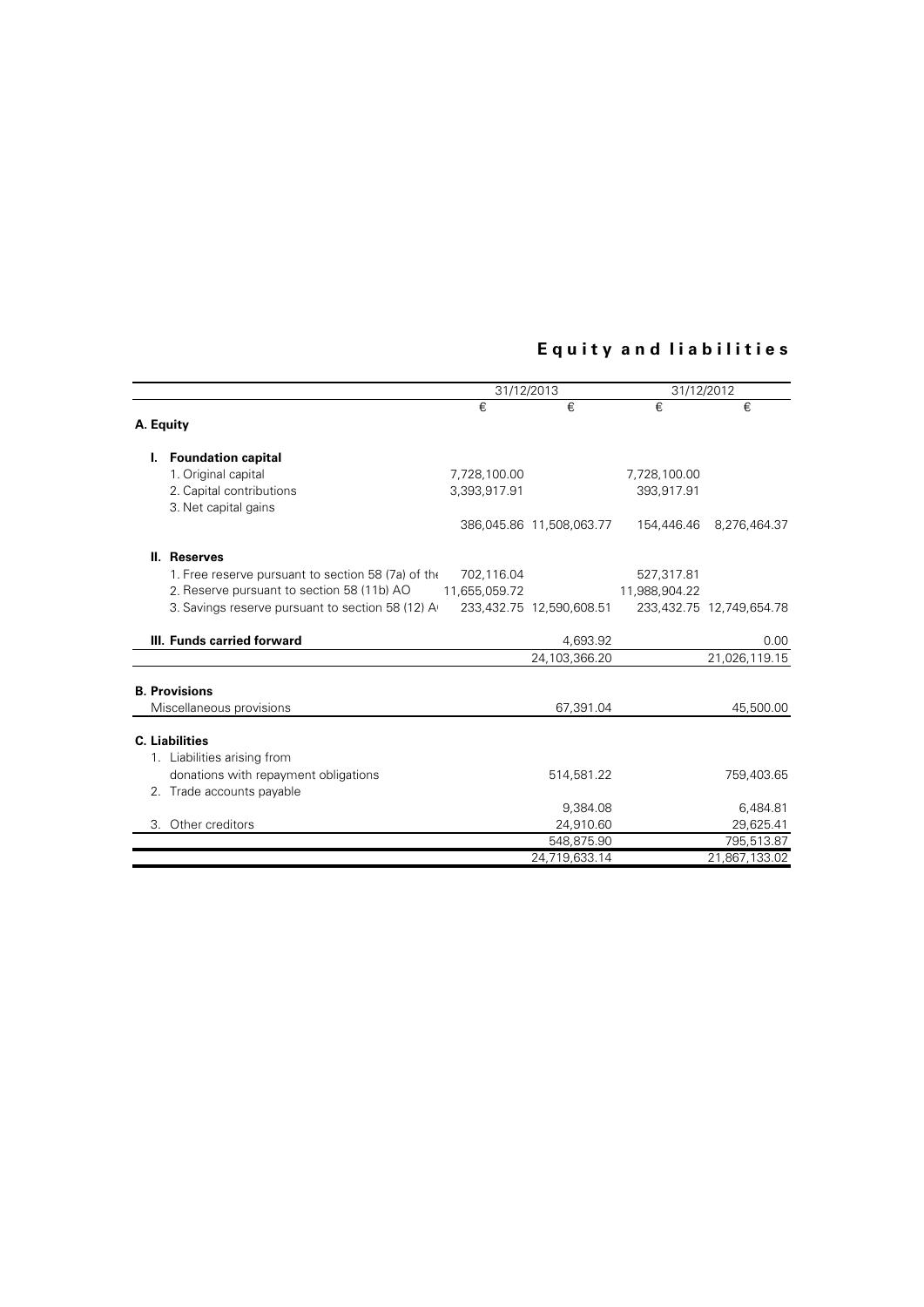# Equity and liabilities

| | 31/12/2013 | | 31/12/2012 | |
|---|---|---|---|---|
| | € | € | € | € |
| **A. Equity** | | | | |
| **I. Foundation capital** | | | | |
| 1. Original capital | 7,728,100.00 | | 7,728,100.00 | |
| 2. Capital contributions | 3,393,917.91 | | 393,917.91 | |
| 3. Net capital gains | | | | |
| | 386,045.86 | 11,508,063.77 | 154,446.46 | 8,276,464.37 |
| **II. Reserves** | | | | |
| 1. Free reserve pursuant to section 58 (7a) of the | 702,116.04 | | 527,317.81 | |
| 2. Reserve pursuant to section 58 (11b) AO | 11,655,059.72 | | 11,988,904.22 | |
| 3. Savings reserve pursuant to section 58 (12) A | 233,432.75 | 12,590,608.51 | 233,432.75 | 12,749,654.78 |
| **III. Funds carried forward** | | 4,693.92 | | 0.00 |
| | | 24,103,366.20 | | 21,026,119.15 |
| **B. Provisions** | | | | |
| Miscellaneous provisions | | 67,391.04 | | 45,500.00 |
| **C. Liabilities** | | | | |
| 1. Liabilities arising from donations with repayment obligations | | 514,581.22 | | 759,403.65 |
| 2. Trade accounts payable | | 9,384.08 | | 6,484.81 |
| 3. Other creditors | | 24,910.60 | | 29,625.41 |
| | | 548,875.90 | | 795,513.87 |
| | | 24,719,633.14 | | 21,867,133.02 |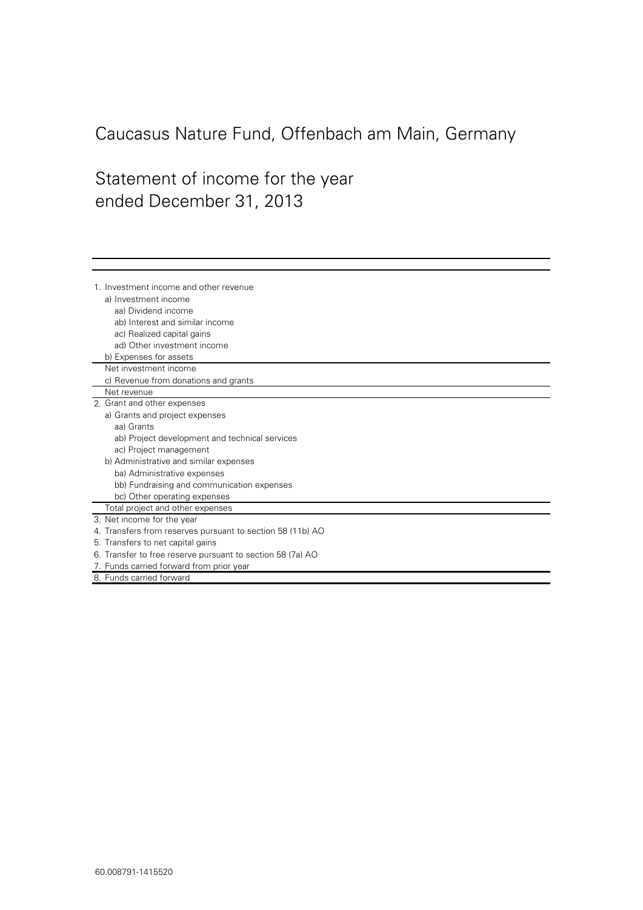# Caucasus Nature Fund, Offenbach am Main, Germany

## Statement of income for the year ended December 31, 2013

| |
|---|
| 1. Investment income and other revenue |
| a) Investment income |
| aa) Dividend income |
| ab) Interest and similar income |
| ac) Realized capital gains |
| ad) Other investment income |
| b) Expenses for assets |
| Net investment income |
| c) Revenue from donations and grants |
| Net revenue |
| 2. Grant and other expenses |
| a) Grants and project expenses |
| aa) Grants |
| ab) Project development and technical services |
| ac) Project management |
| b) Administrative and similar expenses |
| ba) Administrative expenses |
| bb) Fundraising and communication expenses |
| bc) Other operating expenses |
| Total project and other expenses |
| 3. Net income for the year |
| 4. Transfers from reserves pursuant to section 58 (11b) AO |
| 5. Transfers to net capital gains |
| 6. Transfer to free reserve pursuant to section 58 (7a) AO |
| 7. Funds carried forward from prior year |
| 8. Funds carried forward |

60.008791-1415520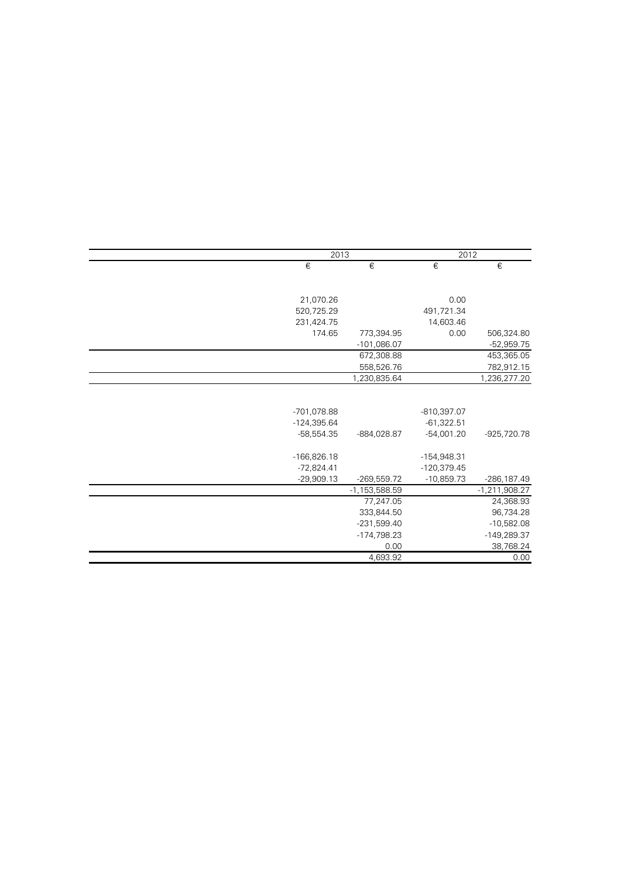| | 2013 | | 2012 | |
|---|---|---|---|---|
| | € | € | € | € |
| | | | | |
| | 21,070.26 | | 0.00 | |
| | 520,725.29 | | 491,721.34 | |
| | 231,424.75 | | 14,603.46 | |
| | 174.65 | 773,394.95 | 0.00 | 506,324.80 |
| | | -101,086.07 | | -52,959.75 |
| | | 672,308.88 | | 453,365.05 |
| | | 558,526.76 | | 782,912.15 |
| | | 1,230,835.64 | | 1,236,277.20 |
| | | | | |
| | -701,078.88 | | -810,397.07 | |
| | -124,395.64 | | -61,322.51 | |
| | -58,554.35 | -884,028.87 | -54,001.20 | -925,720.78 |
| | | | | |
| | -166,826.18 | | -154,948.31 | |
| | -72,824.41 | | -120,379.45 | |
| | -29,909.13 | -269,559.72 | -10,859.73 | -286,187.49 |
| | | -1,153,588.59 | | -1,211,908.27 |
| | | 77,247.05 | | 24,368.93 |
| | | 333,844.50 | | 96,734.28 |
| | | -231,599.40 | | -10,582.08 |
| | | -174,798.23 | | -149,289.37 |
| | | 0.00 | | 38,768.24 |
| | | 4,693.92 | | 0.00 |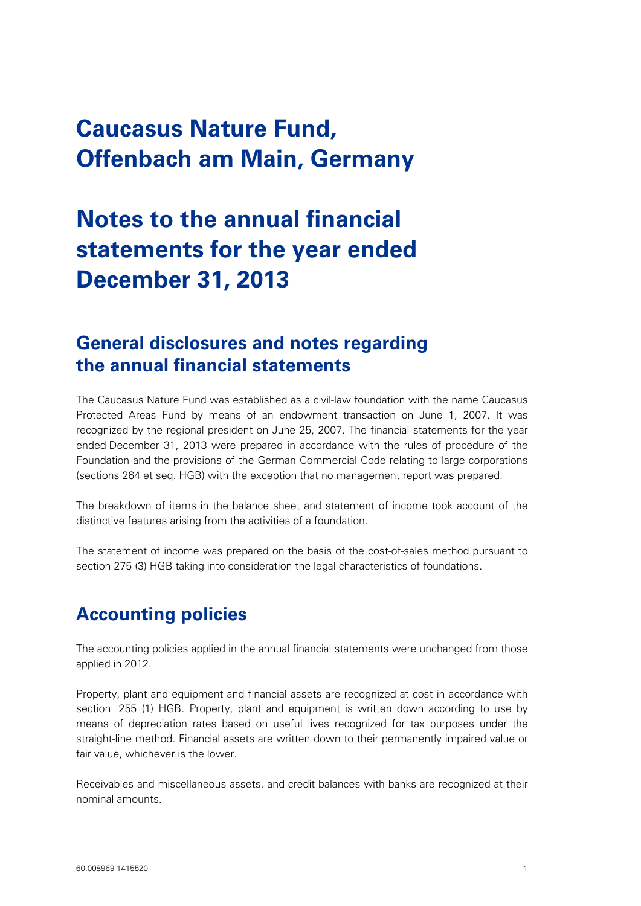# Caucasus Nature Fund, Offenbach am Main, Germany

# Notes to the annual financial statements for the year ended December 31, 2013

## General disclosures and notes regarding the annual financial statements

The Caucasus Nature Fund was established as a civil-law foundation with the name Caucasus Protected Areas Fund by means of an endowment transaction on June 1, 2007. It was recognized by the regional president on June 25, 2007. The financial statements for the year ended December 31, 2013 were prepared in accordance with the rules of procedure of the Foundation and the provisions of the German Commercial Code relating to large corporations (sections 264 et seq. HGB) with the exception that no management report was prepared.

The breakdown of items in the balance sheet and statement of income took account of the distinctive features arising from the activities of a foundation.

The statement of income was prepared on the basis of the cost-of-sales method pursuant to section 275 (3) HGB taking into consideration the legal characteristics of foundations.

## Accounting policies

The accounting policies applied in the annual financial statements were unchanged from those applied in 2012.

Property, plant and equipment and financial assets are recognized at cost in accordance with section 255 (1) HGB. Property, plant and equipment is written down according to use by means of depreciation rates based on useful lives recognized for tax purposes under the straight-line method. Financial assets are written down to their permanently impaired value or fair value, whichever is the lower.

Receivables and miscellaneous assets, and credit balances with banks are recognized at their nominal amounts.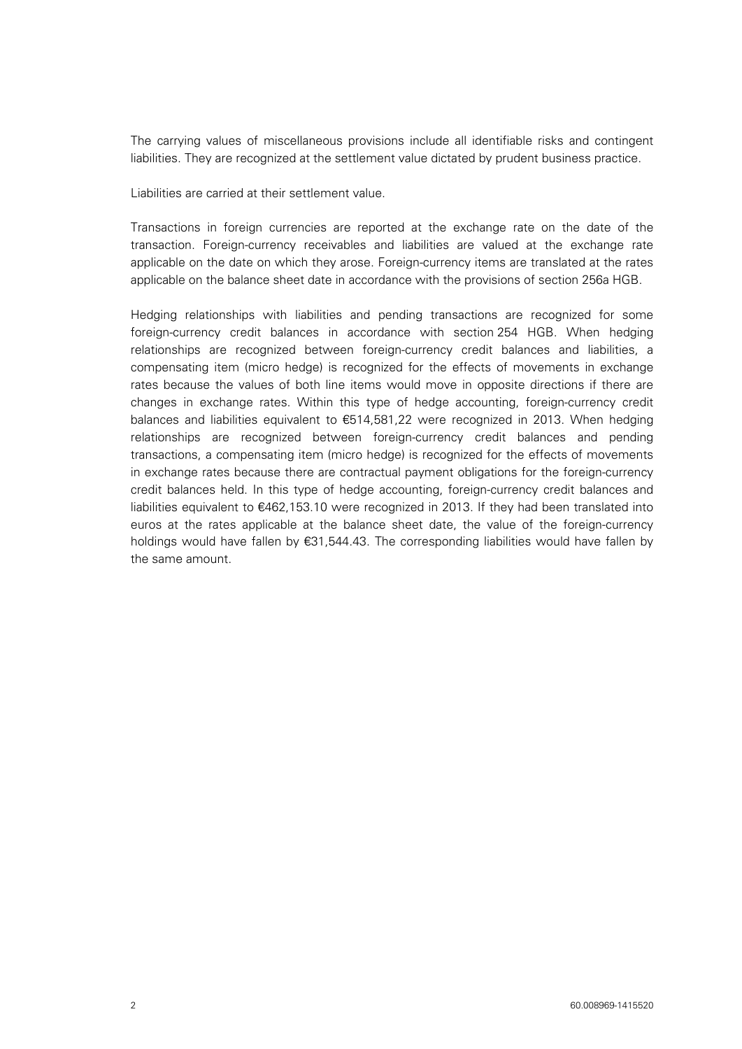The carrying values of miscellaneous provisions include all identifiable risks and contingent liabilities. They are recognized at the settlement value dictated by prudent business practice.

Liabilities are carried at their settlement value.

Transactions in foreign currencies are reported at the exchange rate on the date of the transaction. Foreign-currency receivables and liabilities are valued at the exchange rate applicable on the date on which they arose. Foreign-currency items are translated at the rates applicable on the balance sheet date in accordance with the provisions of section 256a HGB.

Hedging relationships with liabilities and pending transactions are recognized for some foreign-currency credit balances in accordance with section 254 HGB. When hedging relationships are recognized between foreign-currency credit balances and liabilities, a compensating item (micro hedge) is recognized for the effects of movements in exchange rates because the values of both line items would move in opposite directions if there are changes in exchange rates. Within this type of hedge accounting, foreign-currency credit balances and liabilities equivalent to €514,581,22 were recognized in 2013. When hedging relationships are recognized between foreign-currency credit balances and pending transactions, a compensating item (micro hedge) is recognized for the effects of movements in exchange rates because there are contractual payment obligations for the foreign-currency credit balances held. In this type of hedge accounting, foreign-currency credit balances and liabilities equivalent to €462,153.10 were recognized in 2013. If they had been translated into euros at the rates applicable at the balance sheet date, the value of the foreign-currency holdings would have fallen by €31,544.43. The corresponding liabilities would have fallen by the same amount.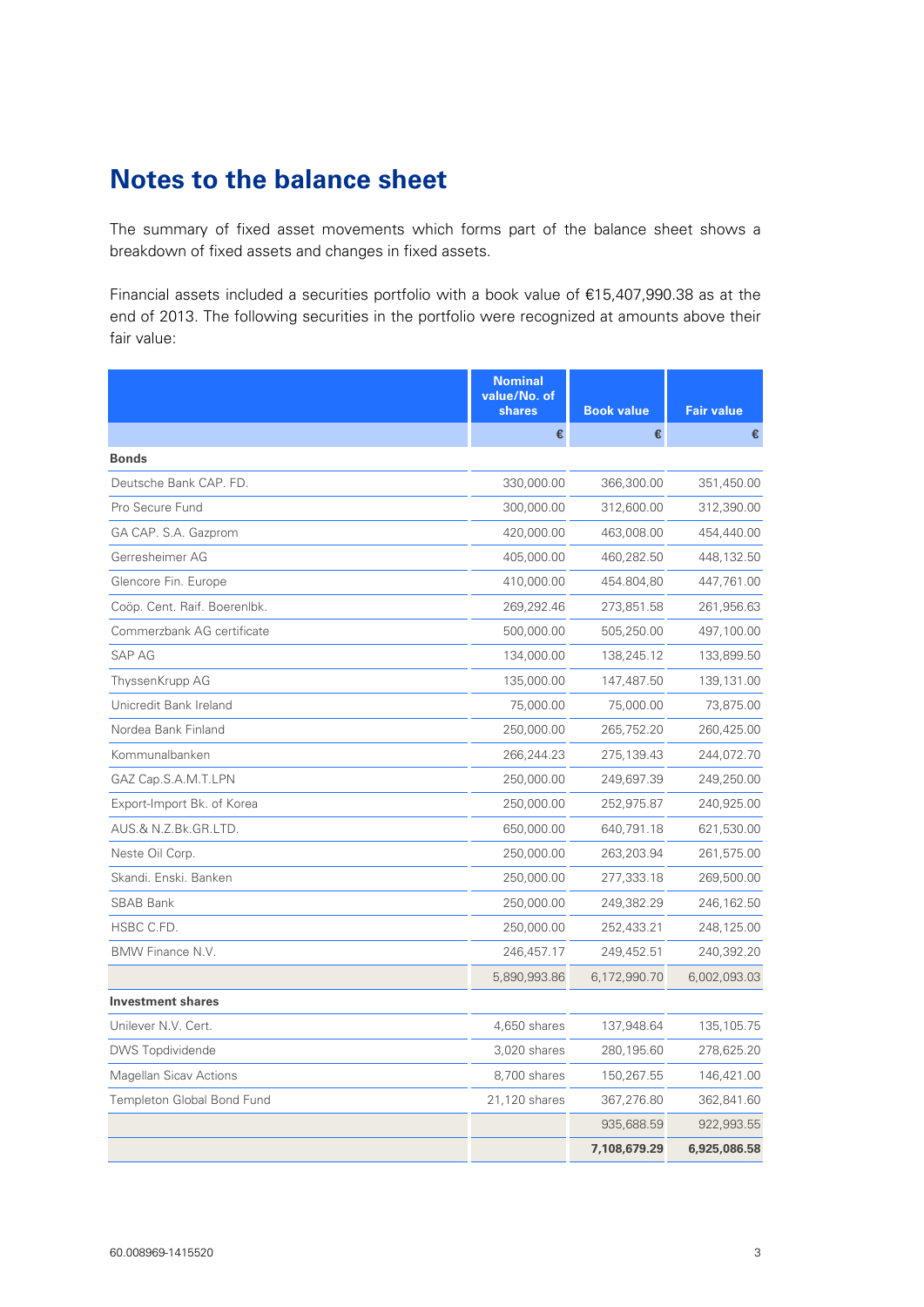# Notes to the balance sheet

The summary of fixed asset movements which forms part of the balance sheet shows a breakdown of fixed assets and changes in fixed assets.

Financial assets included a securities portfolio with a book value of €15,407,990.38 as at the end of 2013. The following securities in the portfolio were recognized at amounts above their fair value:

| | Nominal value/No. of shares | Book value | Fair value |
|---|---|---|---|
| | € | € | € |
| **Bonds** | | | |
| Deutsche Bank CAP. FD. | 330,000.00 | 366,300.00 | 351,450.00 |
| Pro Secure Fund | 300,000.00 | 312,600.00 | 312,390.00 |
| GA CAP. S.A. Gazprom | 420,000.00 | 463,008.00 | 454,440.00 |
| Gerresheimer AG | 405,000.00 | 460,282.50 | 448,132.50 |
| Glencore Fin. Europe | 410,000.00 | 454.804,80 | 447,761.00 |
| Coöp. Cent. Raif. Boerenlbk. | 269,292.46 | 273,851.58 | 261,956.63 |
| Commerzbank AG certificate | 500,000.00 | 505,250.00 | 497,100.00 |
| SAP AG | 134,000.00 | 138,245.12 | 133,899.50 |
| ThyssenKrupp AG | 135,000.00 | 147,487.50 | 139,131.00 |
| Unicredit Bank Ireland | 75,000.00 | 75,000.00 | 73,875.00 |
| Nordea Bank Finland | 250,000.00 | 265,752.20 | 260,425.00 |
| Kommunalbanken | 266,244.23 | 275,139.43 | 244,072.70 |
| GAZ Cap.S.A.M.T.LPN | 250,000.00 | 249,697.39 | 249,250.00 |
| Export-Import Bk. of Korea | 250,000.00 | 252,975.87 | 240,925.00 |
| AUS.& N.Z.Bk.GR.LTD. | 650,000.00 | 640,791.18 | 621,530.00 |
| Neste Oil Corp. | 250,000.00 | 263,203.94 | 261,575.00 |
| Skandi. Enski. Banken | 250,000.00 | 277,333.18 | 269,500.00 |
| SBAB Bank | 250,000.00 | 249,382.29 | 246,162.50 |
| HSBC C.FD. | 250,000.00 | 252,433.21 | 248,125.00 |
| BMW Finance N.V. | 246,457.17 | 249,452.51 | 240,392.20 |
| | 5,890,993.86 | 6,172,990.70 | 6,002,093.03 |
| **Investment shares** | | | |
| Unilever N.V. Cert. | 4,650 shares | 137,948.64 | 135,105.75 |
| DWS Topdividende | 3,020 shares | 280,195.60 | 278,625.20 |
| Magellan Sicav Actions | 8,700 shares | 150,267.55 | 146,421.00 |
| Templeton Global Bond Fund | 21,120 shares | 367,276.80 | 362,841.60 |
| | | 935,688.59 | 922,993.55 |
| | | **7,108,679.29** | **6,925,086.58** |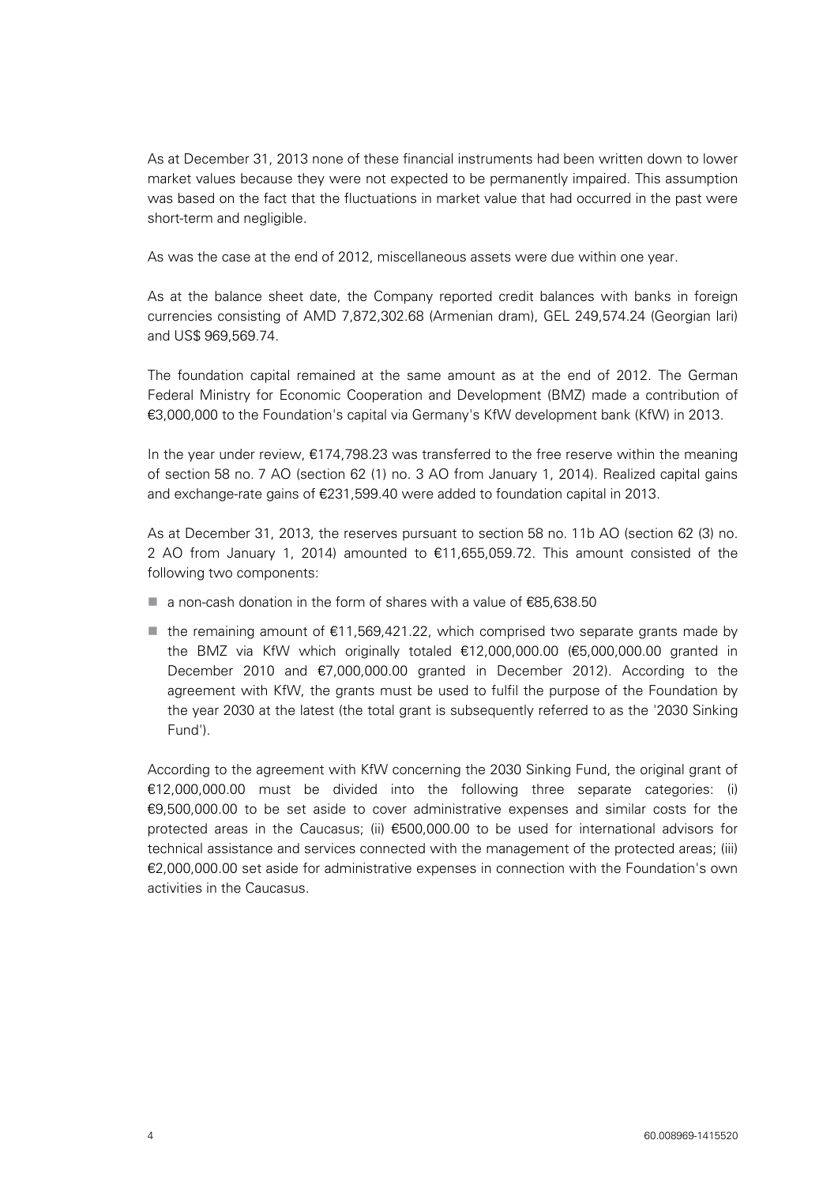As at December 31, 2013 none of these financial instruments had been written down to lower market values because they were not expected to be permanently impaired. This assumption was based on the fact that the fluctuations in market value that had occurred in the past were short-term and negligible.

As was the case at the end of 2012, miscellaneous assets were due within one year.

As at the balance sheet date, the Company reported credit balances with banks in foreign currencies consisting of AMD 7,872,302.68 (Armenian dram), GEL 249,574.24 (Georgian lari) and US$ 969,569.74.

The foundation capital remained at the same amount as at the end of 2012. The German Federal Ministry for Economic Cooperation and Development (BMZ) made a contribution of €3,000,000 to the Foundation's capital via Germany's KfW development bank (KfW) in 2013.

In the year under review, €174,798.23 was transferred to the free reserve within the meaning of section 58 no. 7 AO (section 62 (1) no. 3 AO from January 1, 2014). Realized capital gains and exchange-rate gains of €231,599.40 were added to foundation capital in 2013.

As at December 31, 2013, the reserves pursuant to section 58 no. 11b AO (section 62 (3) no. 2 AO from January 1, 2014) amounted to €11,655,059.72. This amount consisted of the following two components:

- a non-cash donation in the form of shares with a value of €85,638.50
- the remaining amount of €11,569,421.22, which comprised two separate grants made by the BMZ via KfW which originally totaled €12,000,000.00 (€5,000,000.00 granted in December 2010 and €7,000,000.00 granted in December 2012). According to the agreement with KfW, the grants must be used to fulfil the purpose of the Foundation by the year 2030 at the latest (the total grant is subsequently referred to as the '2030 Sinking Fund').

According to the agreement with KfW concerning the 2030 Sinking Fund, the original grant of €12,000,000.00 must be divided into the following three separate categories: (i) €9,500,000.00 to be set aside to cover administrative expenses and similar costs for the protected areas in the Caucasus; (ii) €500,000.00 to be used for international advisors for technical assistance and services connected with the management of the protected areas; (iii) €2,000,000.00 set aside for administrative expenses in connection with the Foundation's own activities in the Caucasus.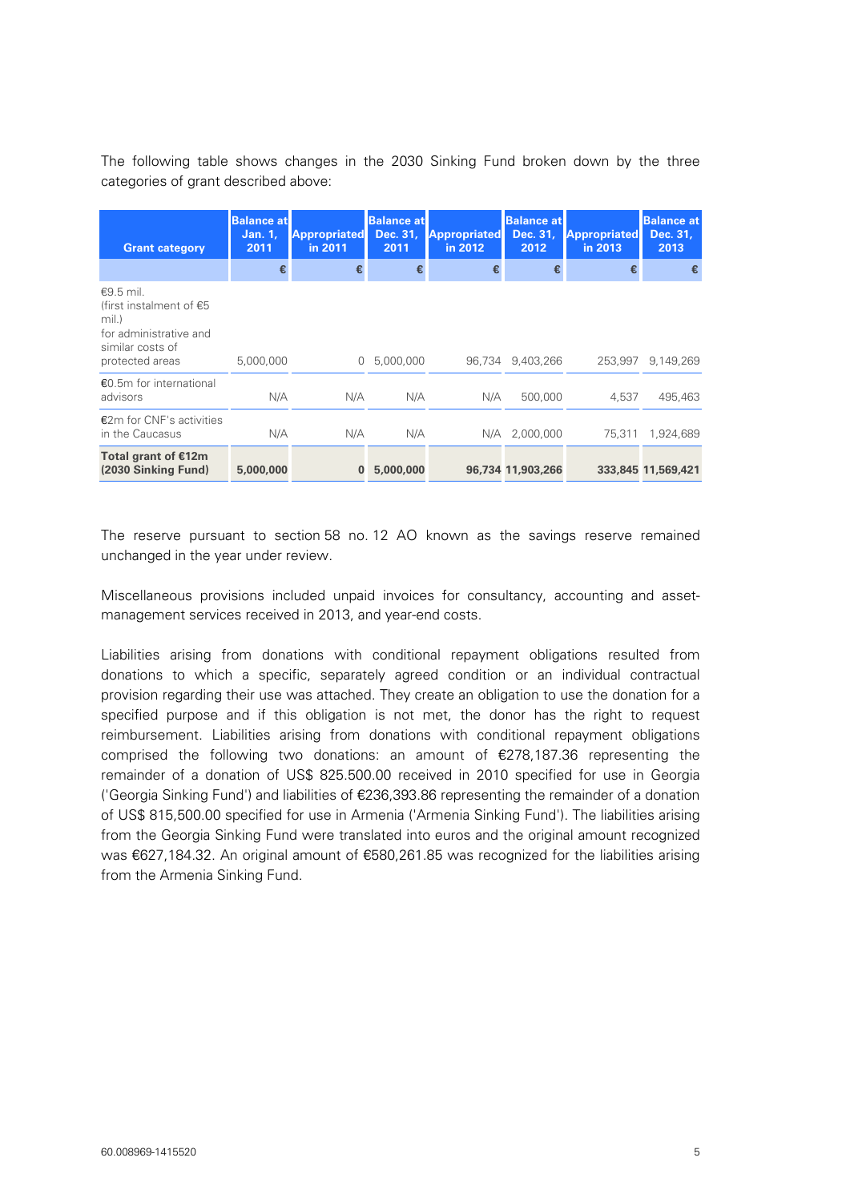The following table shows changes in the 2030 Sinking Fund broken down by the three categories of grant described above:

| Grant category | Balance at Jan. 1, 2011 | Appropriated in 2011 | Balance at Dec. 31, 2011 | Appropriated in 2012 | Balance at Dec. 31, 2012 | Appropriated in 2013 | Balance at Dec. 31, 2013 |
|---|---|---|---|---|---|---|---|
| | € | € | € | € | € | € | € |
| €9.5 mil. (first instalment of €5 mil.) for administrative and similar costs of protected areas | 5,000,000 | 0 | 5,000,000 | 96,734 | 9,403,266 | 253,997 | 9,149,269 |
| €0.5m for international advisors | N/A | N/A | N/A | N/A | 500,000 | 4,537 | 495,463 |
| €2m for CNF's activities in the Caucasus | N/A | N/A | N/A | N/A | 2,000,000 | 75,311 | 1,924,689 |
| **Total grant of €12m (2030 Sinking Fund)** | **5,000,000** | **0** | **5,000,000** | **96,734** | **11,903,266** | **333,845** | **11,569,421** |

The reserve pursuant to section 58 no. 12 AO known as the savings reserve remained unchanged in the year under review.

Miscellaneous provisions included unpaid invoices for consultancy, accounting and asset-management services received in 2013, and year-end costs.

Liabilities arising from donations with conditional repayment obligations resulted from donations to which a specific, separately agreed condition or an individual contractual provision regarding their use was attached. They create an obligation to use the donation for a specified purpose and if this obligation is not met, the donor has the right to request reimbursement. Liabilities arising from donations with conditional repayment obligations comprised the following two donations: an amount of €278,187.36 representing the remainder of a donation of US$ 825.500.00 received in 2010 specified for use in Georgia ('Georgia Sinking Fund') and liabilities of €236,393.86 representing the remainder of a donation of US$ 815,500.00 specified for use in Armenia ('Armenia Sinking Fund'). The liabilities arising from the Georgia Sinking Fund were translated into euros and the original amount recognized was €627,184.32. An original amount of €580,261.85 was recognized for the liabilities arising from the Armenia Sinking Fund.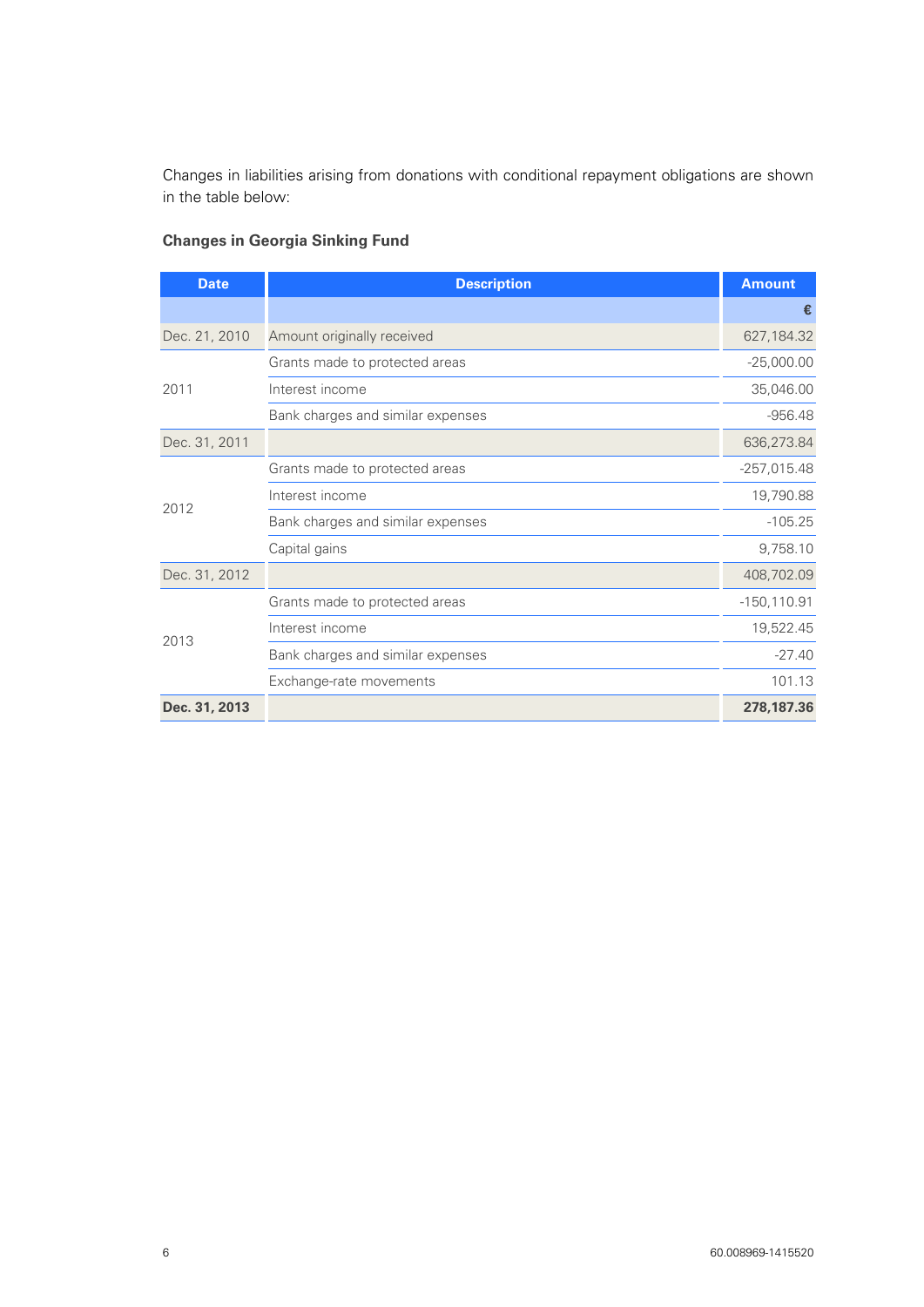Changes in liabilities arising from donations with conditional repayment obligations are shown in the table below:

**Changes in Georgia Sinking Fund**

| Date | Description | Amount |
|---|---|---|
| | | € |
| Dec. 21, 2010 | Amount originally received | 627,184.32 |
| 2011 | Grants made to protected areas | -25,000.00 |
| | Interest income | 35,046.00 |
| | Bank charges and similar expenses | -956.48 |
| Dec. 31, 2011 | | 636,273.84 |
| 2012 | Grants made to protected areas | -257,015.48 |
| | Interest income | 19,790.88 |
| | Bank charges and similar expenses | -105.25 |
| | Capital gains | 9,758.10 |
| Dec. 31, 2012 | | 408,702.09 |
| 2013 | Grants made to protected areas | -150,110.91 |
| | Interest income | 19,522.45 |
| | Bank charges and similar expenses | -27.40 |
| | Exchange-rate movements | 101.13 |
| **Dec. 31, 2013** | | **278,187.36** |

60.008969-1415520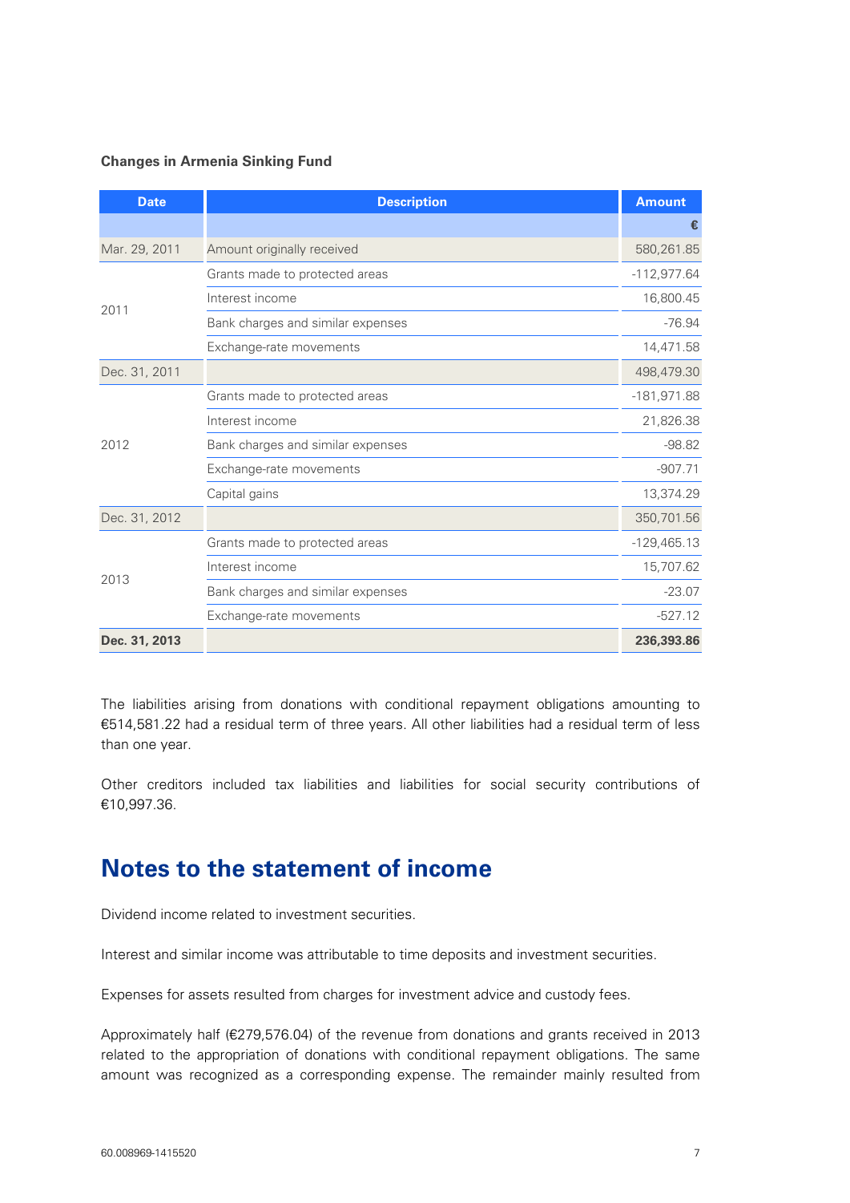**Changes in Armenia Sinking Fund**

| Date | Description | Amount |
|---|---|---|
| | | € |
| Mar. 29, 2011 | Amount originally received | 580,261.85 |
| 2011 | Grants made to protected areas | -112,977.64 |
| | Interest income | 16,800.45 |
| | Bank charges and similar expenses | -76.94 |
| | Exchange-rate movements | 14,471.58 |
| Dec. 31, 2011 | | 498,479.30 |
| 2012 | Grants made to protected areas | -181,971.88 |
| | Interest income | 21,826.38 |
| | Bank charges and similar expenses | -98.82 |
| | Exchange-rate movements | -907.71 |
| | Capital gains | 13,374.29 |
| Dec. 31, 2012 | | 350,701.56 |
| 2013 | Grants made to protected areas | -129,465.13 |
| | Interest income | 15,707.62 |
| | Bank charges and similar expenses | -23.07 |
| | Exchange-rate movements | -527.12 |
| **Dec. 31, 2013** | | **236,393.86** |

The liabilities arising from donations with conditional repayment obligations amounting to €514,581.22 had a residual term of three years. All other liabilities had a residual term of less than one year.

Other creditors included tax liabilities and liabilities for social security contributions of €10,997.36.

# Notes to the statement of income

Dividend income related to investment securities.

Interest and similar income was attributable to time deposits and investment securities.

Expenses for assets resulted from charges for investment advice and custody fees.

Approximately half (€279,576.04) of the revenue from donations and grants received in 2013 related to the appropriation of donations with conditional repayment obligations. The same amount was recognized as a corresponding expense. The remainder mainly resulted from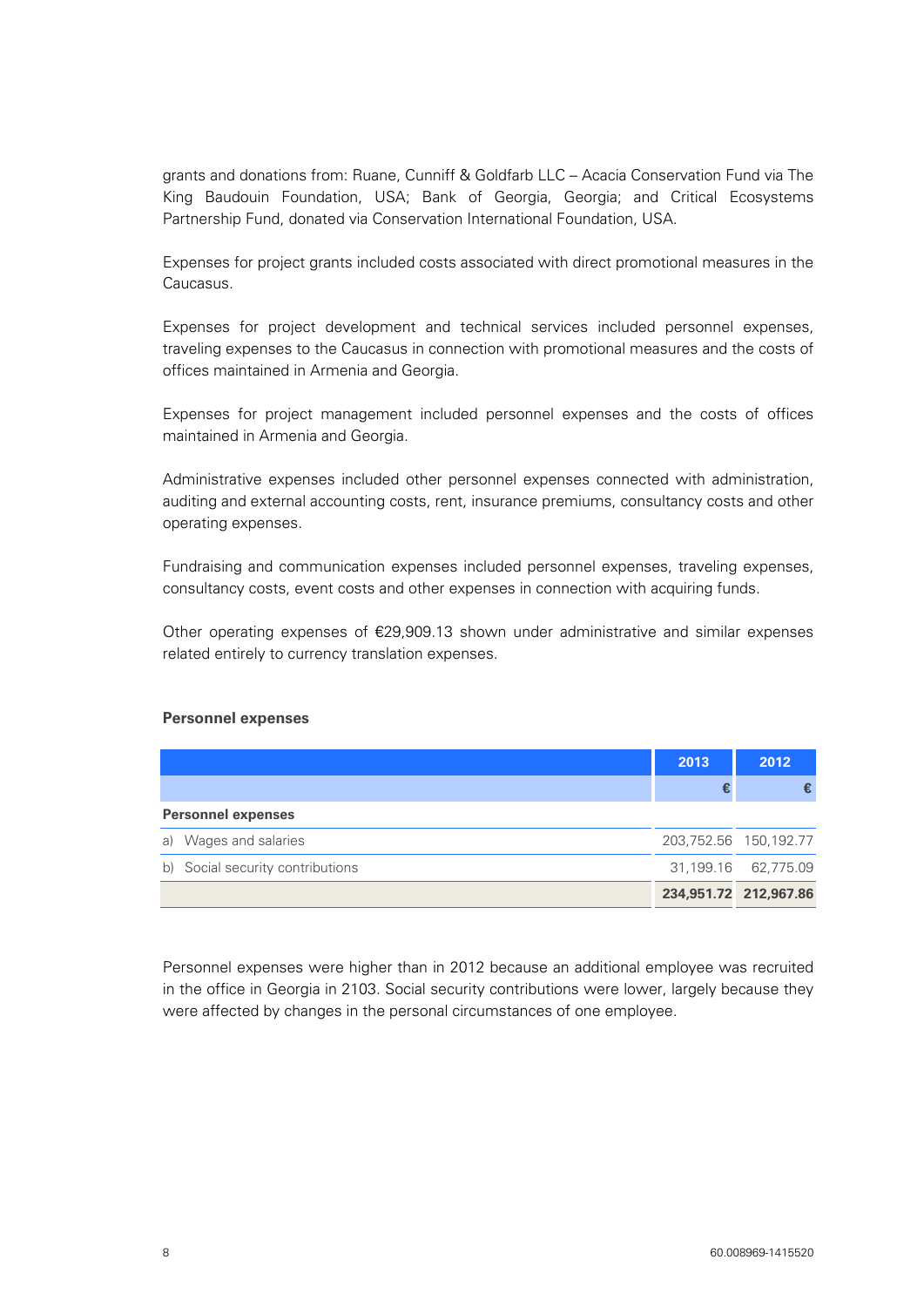grants and donations from: Ruane, Cunniff & Goldfarb LLC – Acacia Conservation Fund via The King Baudouin Foundation, USA; Bank of Georgia, Georgia; and Critical Ecosystems Partnership Fund, donated via Conservation International Foundation, USA.

Expenses for project grants included costs associated with direct promotional measures in the Caucasus.

Expenses for project development and technical services included personnel expenses, traveling expenses to the Caucasus in connection with promotional measures and the costs of offices maintained in Armenia and Georgia.

Expenses for project management included personnel expenses and the costs of offices maintained in Armenia and Georgia.

Administrative expenses included other personnel expenses connected with administration, auditing and external accounting costs, rent, insurance premiums, consultancy costs and other operating expenses.

Fundraising and communication expenses included personnel expenses, traveling expenses, consultancy costs, event costs and other expenses in connection with acquiring funds.

Other operating expenses of €29,909.13 shown under administrative and similar expenses related entirely to currency translation expenses.

**Personnel expenses**

| | 2013 | 2012 |
|---|---|---|
| | € | € |
| **Personnel expenses** | | |
| a) Wages and salaries | 203,752.56 | 150,192.77 |
| b) Social security contributions | 31,199.16 | 62,775.09 |
| | **234,951.72** | **212,967.86** |

Personnel expenses were higher than in 2012 because an additional employee was recruited in the office in Georgia in 2103. Social security contributions were lower, largely because they were affected by changes in the personal circumstances of one employee.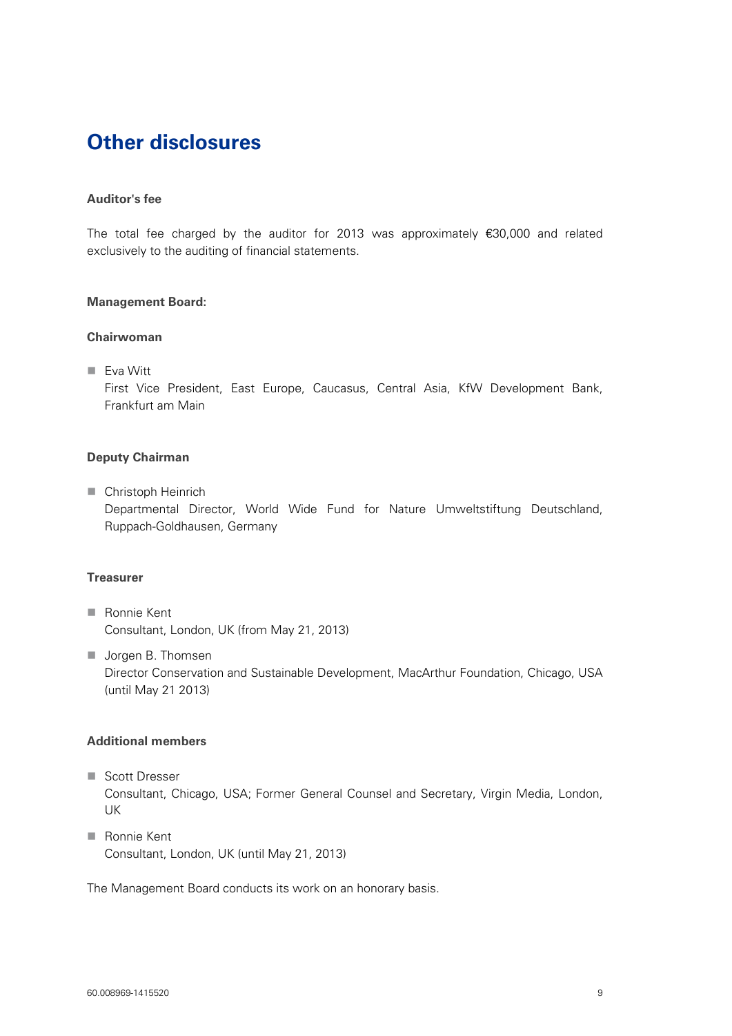# Other disclosures

**Auditor's fee**

The total fee charged by the auditor for 2013 was approximately €30,000 and related exclusively to the auditing of financial statements.

**Management Board:**

**Chairwoman**

- Eva Witt
  First Vice President, East Europe, Caucasus, Central Asia, KfW Development Bank, Frankfurt am Main

**Deputy Chairman**

- Christoph Heinrich
  Departmental Director, World Wide Fund for Nature Umweltstiftung Deutschland, Ruppach-Goldhausen, Germany

**Treasurer**

- Ronnie Kent
  Consultant, London, UK (from May 21, 2013)
- Jorgen B. Thomsen
  Director Conservation and Sustainable Development, MacArthur Foundation, Chicago, USA (until May 21 2013)

**Additional members**

- Scott Dresser
  Consultant, Chicago, USA; Former General Counsel and Secretary, Virgin Media, London, UK
- Ronnie Kent
  Consultant, London, UK (until May 21, 2013)

The Management Board conducts its work on an honorary basis.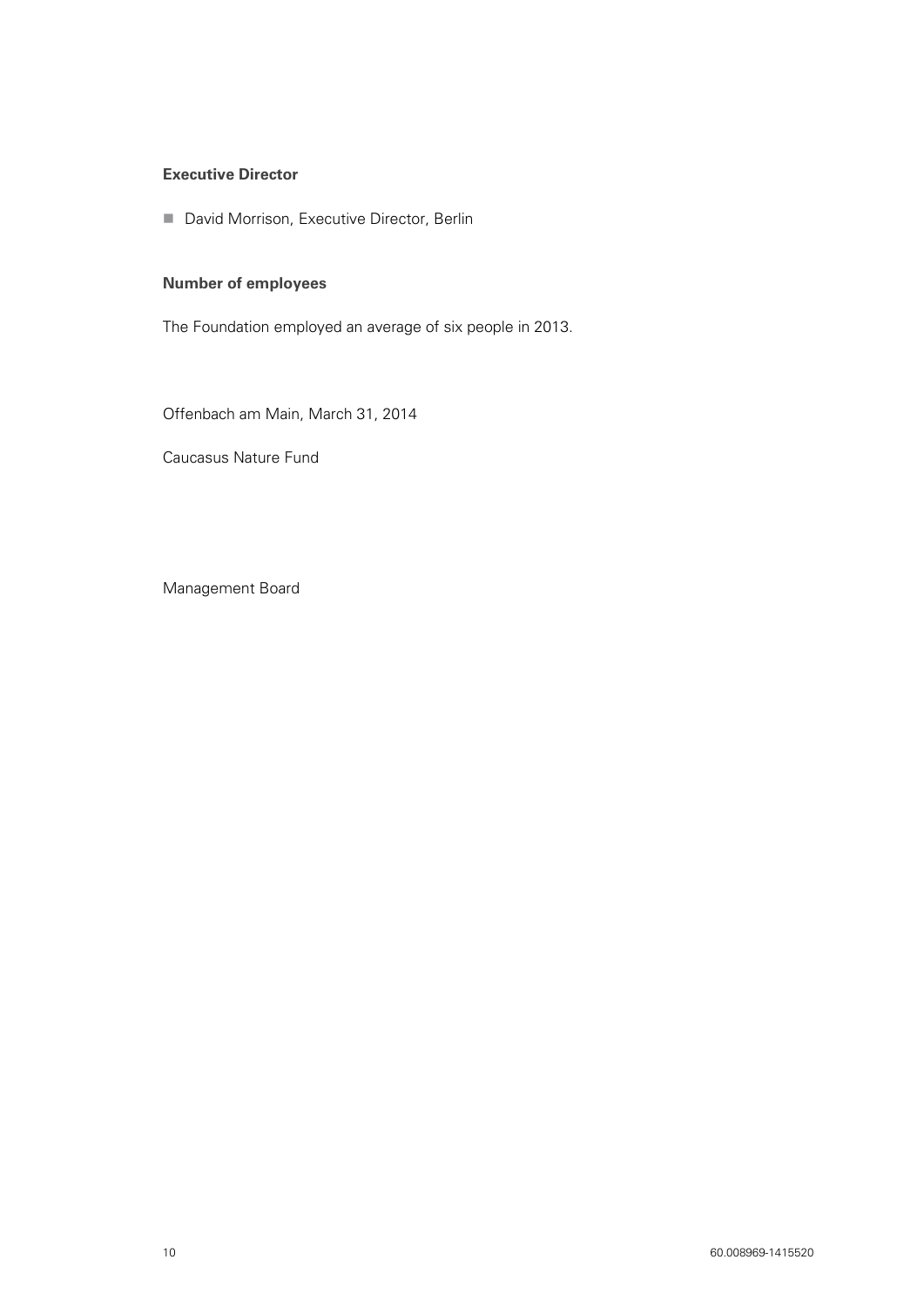**Executive Director**

- David Morrison, Executive Director, Berlin

**Number of employees**

The Foundation employed an average of six people in 2013.

Offenbach am Main, March 31, 2014

Caucasus Nature Fund

Management Board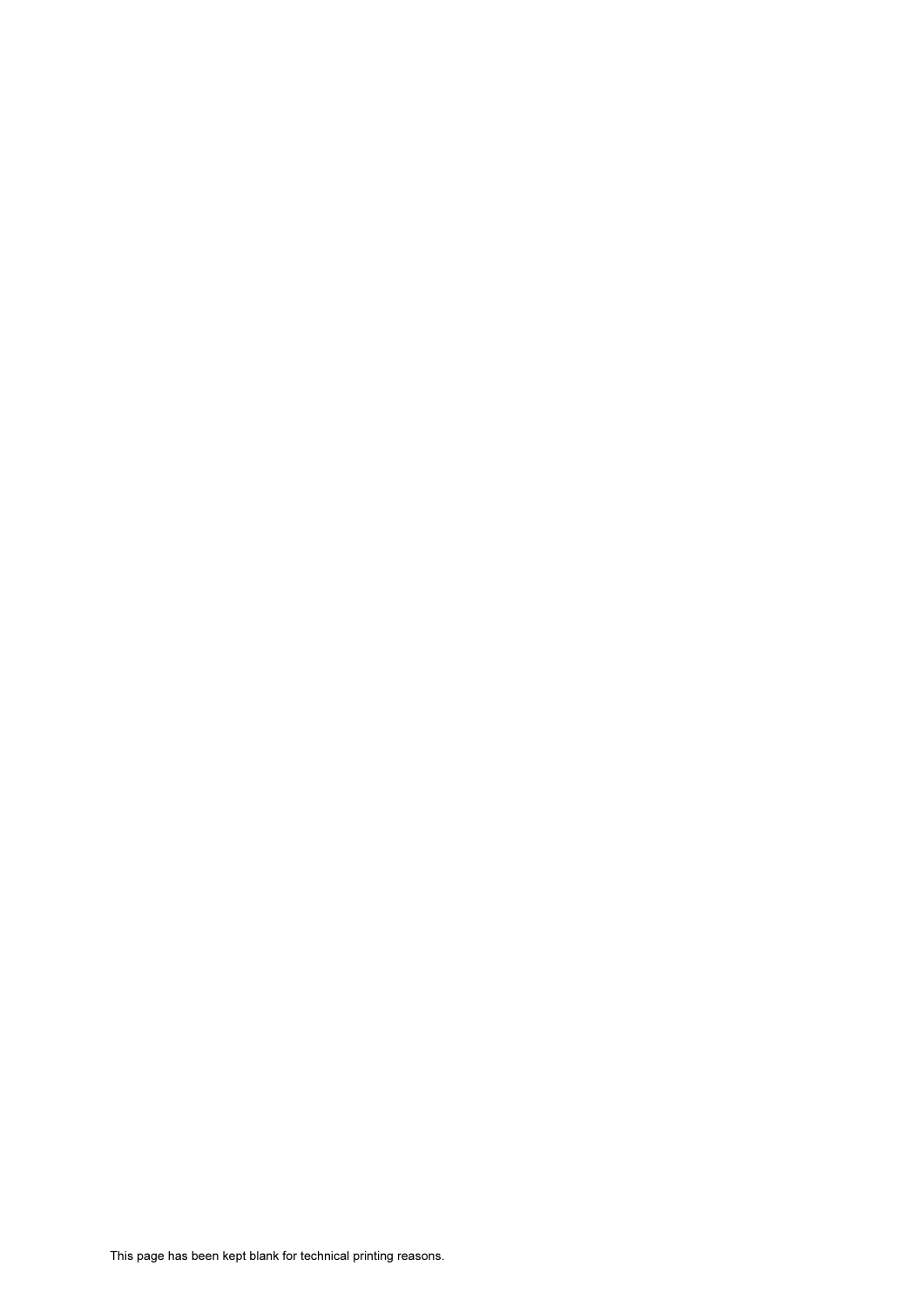This page has been kept blank for technical printing reasons.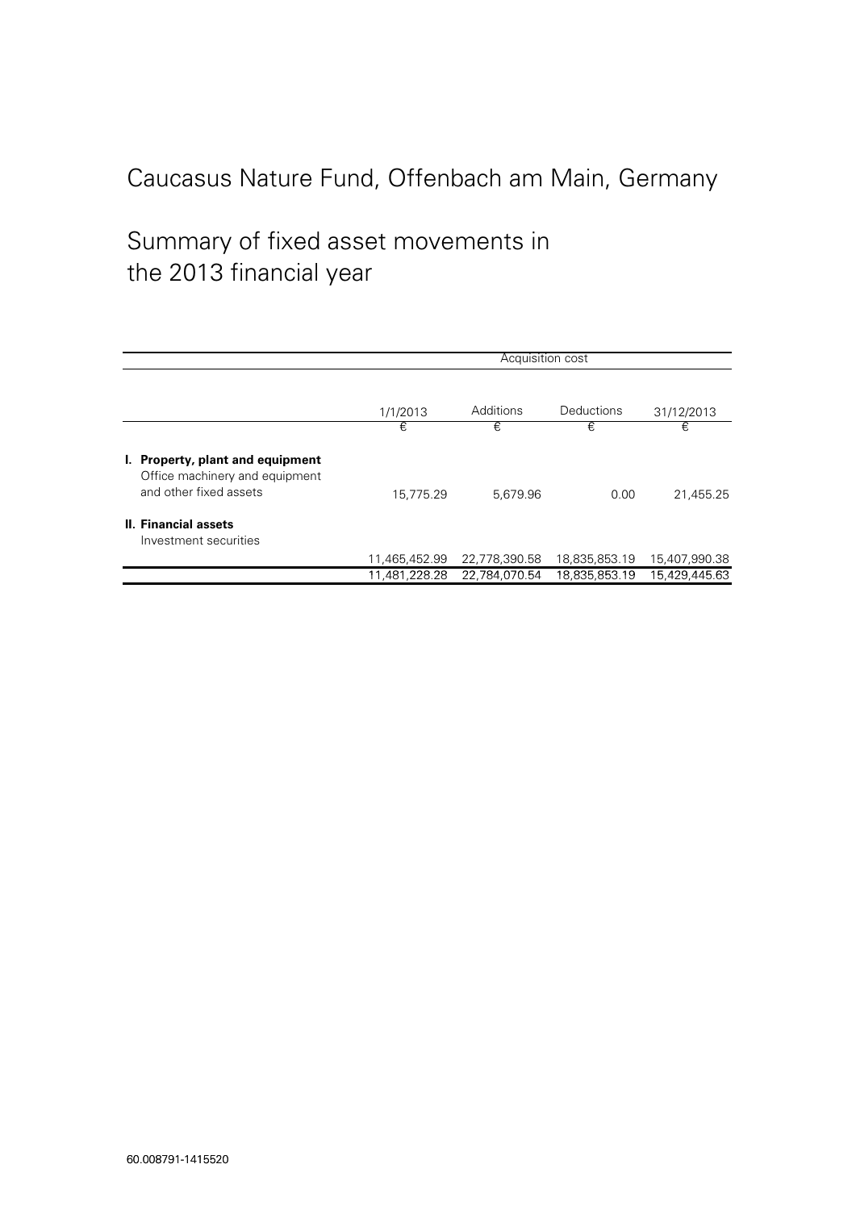# Caucasus Nature Fund, Offenbach am Main, Germany

## Summary of fixed asset movements in the 2013 financial year

| | Acquisition cost | | | |
|---|---|---|---|---|
| | 1/1/2013 | Additions | Deductions | 31/12/2013 |
| | € | € | € | € |
| **I. Property, plant and equipment** Office machinery and equipment and other fixed assets | 15,775.29 | 5,679.96 | 0.00 | 21,455.25 |
| **II. Financial assets** Investment securities | 11,465,452.99 | 22,778,390.58 | 18,835,853.19 | 15,407,990.38 |
| | 11,481,228.28 | 22,784,070.54 | 18,835,853.19 | 15,429,445.63 |

60.008791-1415520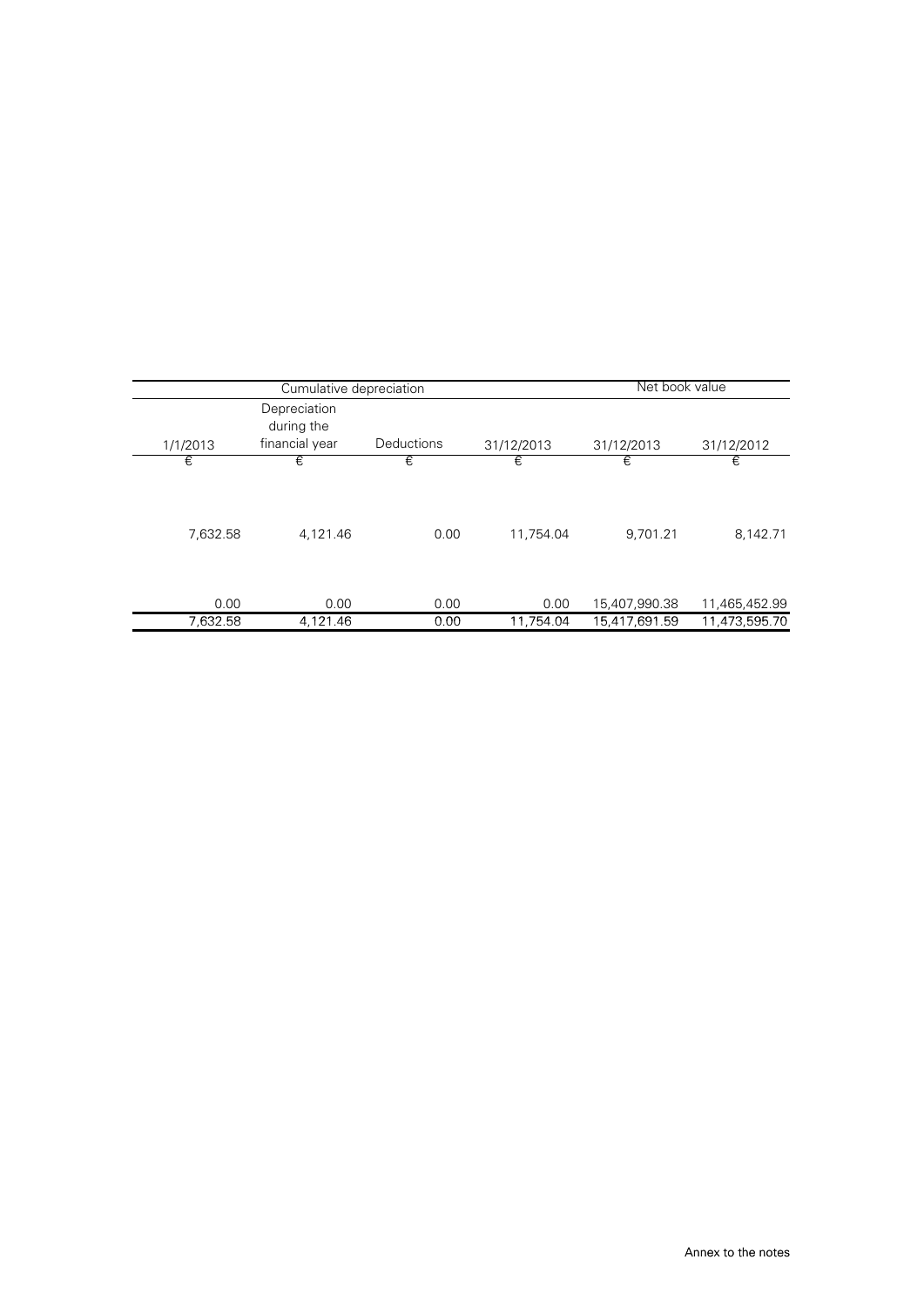| Cumulative depreciation | | | | Net book value | |
|---|---|---|---|---|---|
| 1/1/2013 | Depreciation during the financial year | Deductions | 31/12/2013 | 31/12/2013 | 31/12/2012 |
| € | € | € | € | € | € |
| 7,632.58 | 4,121.46 | 0.00 | 11,754.04 | 9,701.21 | 8,142.71 |
| 0.00 | 0.00 | 0.00 | 0.00 | 15,407,990.38 | 11,465,452.99 |
| 7,632.58 | 4,121.46 | 0.00 | 11,754.04 | 15,417,691.59 | 11,473,595.70 |

Annex to the notes